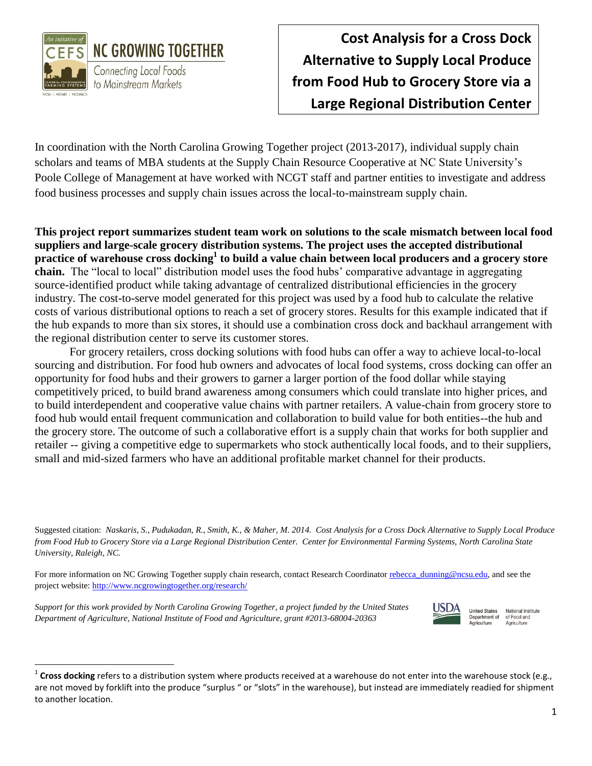NC GROWING TOGETHER

Connecting Local Foods to Mainstream Markets

# Cost Analysis for a Cross Dock Alternative to Supply Local Produce from Food Hub to Grocery Store via a Large Regional Distribution Center

In coordination with the North Carolina Growing Together project (2013-2017), individual supply chain scholars and teams of MBA students at the Supply Chain Resource Cooperative at NC State University's Poole College of Management at have worked with NCGT staff and partner entities to investigate and address food business processes and supply chain issues across the local-to-mainstream supply chain.

**This project report summarizes student team work on solutions to the scale mismatch between local food suppliers and large-scale grocery distribution systems. The project uses the accepted distributional practice of warehouse cross docking[1] to build a value chain between local producers and a grocery store chain.** The "local to local" distribution model uses the food hubs' comparative advantage in aggregating source-identified product while taking advantage of centralized distributional efficiencies in the grocery industry. The cost-to-serve model generated for this project was used by a food hub to calculate the relative costs of various distributional options to reach a set of grocery stores. Results for this example indicated that if the hub expands to more than six stores, it should use a combination cross dock and backhaul arrangement with the regional distribution center to serve its customer stores.

For grocery retailers, cross docking solutions with food hubs can offer a way to achieve local-to-local sourcing and distribution. For food hub owners and advocates of local food systems, cross docking can offer an opportunity for food hubs and their growers to garner a larger portion of the food dollar while staying competitively priced, to build brand awareness among consumers which could translate into higher prices, and to build interdependent and cooperative value chains with partner retailers. A value-chain from grocery store to food hub would entail frequent communication and collaboration to build value for both entities--the hub and the grocery store. The outcome of such a collaborative effort is a supply chain that works for both supplier and retailer -- giving a competitive edge to supermarkets who stock authentically local foods, and to their suppliers, small and mid-sized farmers who have an additional profitable market channel for their products.

Suggested citation: *Naskaris, S., Pudukadan, R., Smith, K., & Maher, M. 2014. Cost Analysis for a Cross Dock Alternative to Supply Local Produce from Food Hub to Grocery Store via a Large Regional Distribution Center. Center for Environmental Farming Systems, North Carolina State University, Raleigh, NC.*

For more information on NC Growing Together supply chain research, contact Research Coordinator rebecca_dunning@ncsu.edu, and see the project website: http://www.ncgrowingtogether.org/research/

*Support for this work provided by North Carolina Growing Together, a project funded by the United States Department of Agriculture, National Institute of Food and Agriculture, grant #2013-68004-20363*

[1] **Cross docking** refers to a distribution system where products received at a warehouse do not enter into the warehouse stock (e.g., are not moved by forklift into the produce "surplus " or "slots" in the warehouse), but instead are immediately readied for shipment to another location.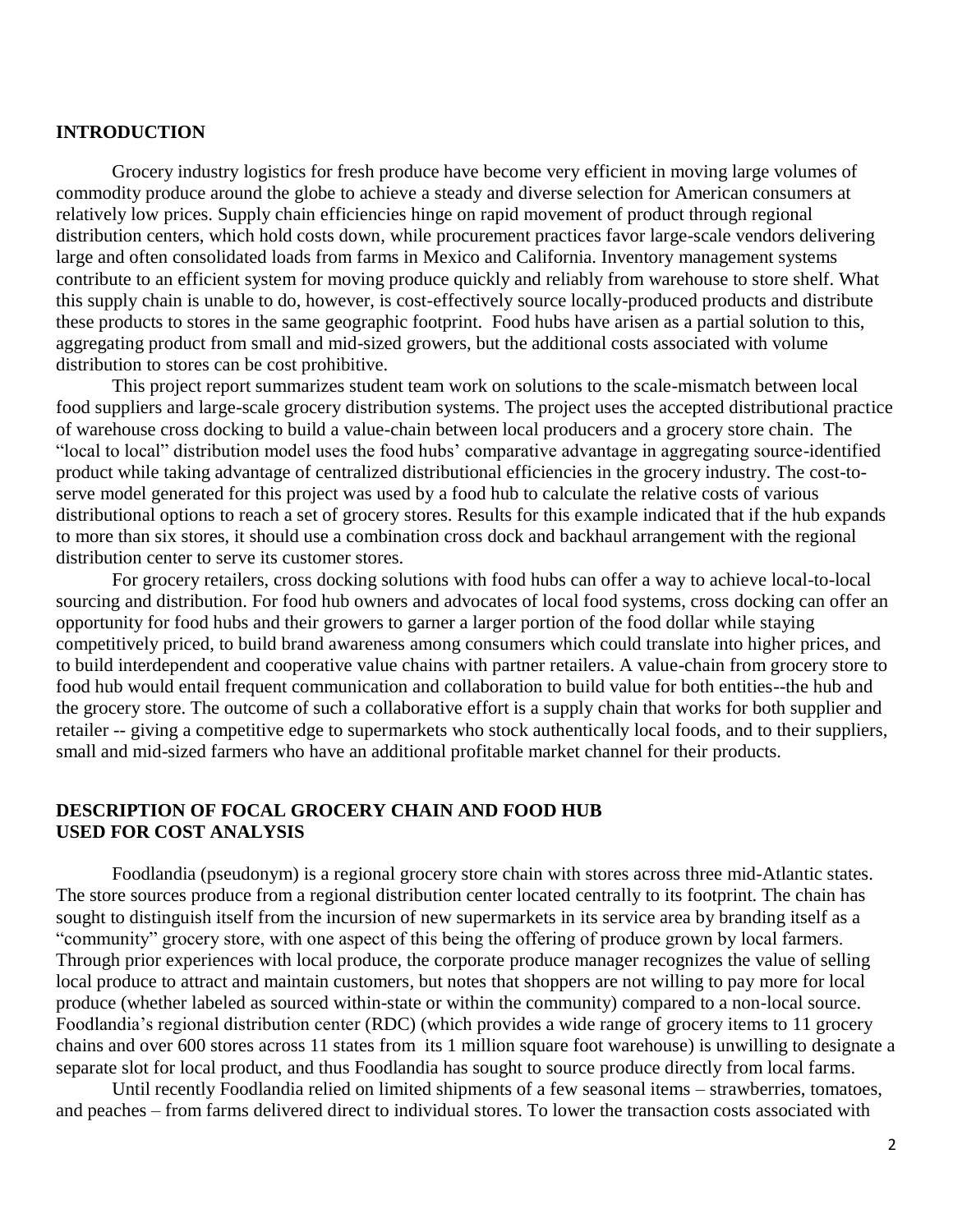## INTRODUCTION

Grocery industry logistics for fresh produce have become very efficient in moving large volumes of commodity produce around the globe to achieve a steady and diverse selection for American consumers at relatively low prices. Supply chain efficiencies hinge on rapid movement of product through regional distribution centers, which hold costs down, while procurement practices favor large-scale vendors delivering large and often consolidated loads from farms in Mexico and California. Inventory management systems contribute to an efficient system for moving produce quickly and reliably from warehouse to store shelf. What this supply chain is unable to do, however, is cost-effectively source locally-produced products and distribute these products to stores in the same geographic footprint. Food hubs have arisen as a partial solution to this, aggregating product from small and mid-sized growers, but the additional costs associated with volume distribution to stores can be cost prohibitive.

This project report summarizes student team work on solutions to the scale-mismatch between local food suppliers and large-scale grocery distribution systems. The project uses the accepted distributional practice of warehouse cross docking to build a value-chain between local producers and a grocery store chain. The "local to local" distribution model uses the food hubs' comparative advantage in aggregating source-identified product while taking advantage of centralized distributional efficiencies in the grocery industry. The cost-to-serve model generated for this project was used by a food hub to calculate the relative costs of various distributional options to reach a set of grocery stores. Results for this example indicated that if the hub expands to more than six stores, it should use a combination cross dock and backhaul arrangement with the regional distribution center to serve its customer stores.

For grocery retailers, cross docking solutions with food hubs can offer a way to achieve local-to-local sourcing and distribution. For food hub owners and advocates of local food systems, cross docking can offer an opportunity for food hubs and their growers to garner a larger portion of the food dollar while staying competitively priced, to build brand awareness among consumers which could translate into higher prices, and to build interdependent and cooperative value chains with partner retailers. A value-chain from grocery store to food hub would entail frequent communication and collaboration to build value for both entities--the hub and the grocery store. The outcome of such a collaborative effort is a supply chain that works for both supplier and retailer -- giving a competitive edge to supermarkets who stock authentically local foods, and to their suppliers, small and mid-sized farmers who have an additional profitable market channel for their products.

## DESCRIPTION OF FOCAL GROCERY CHAIN AND FOOD HUB USED FOR COST ANALYSIS

Foodlandia (pseudonym) is a regional grocery store chain with stores across three mid-Atlantic states. The store sources produce from a regional distribution center located centrally to its footprint. The chain has sought to distinguish itself from the incursion of new supermarkets in its service area by branding itself as a "community" grocery store, with one aspect of this being the offering of produce grown by local farmers. Through prior experiences with local produce, the corporate produce manager recognizes the value of selling local produce to attract and maintain customers, but notes that shoppers are not willing to pay more for local produce (whether labeled as sourced within-state or within the community) compared to a non-local source. Foodlandia's regional distribution center (RDC) (which provides a wide range of grocery items to 11 grocery chains and over 600 stores across 11 states from its 1 million square foot warehouse) is unwilling to designate a separate slot for local product, and thus Foodlandia has sought to source produce directly from local farms.

Until recently Foodlandia relied on limited shipments of a few seasonal items – strawberries, tomatoes, and peaches – from farms delivered direct to individual stores. To lower the transaction costs associated with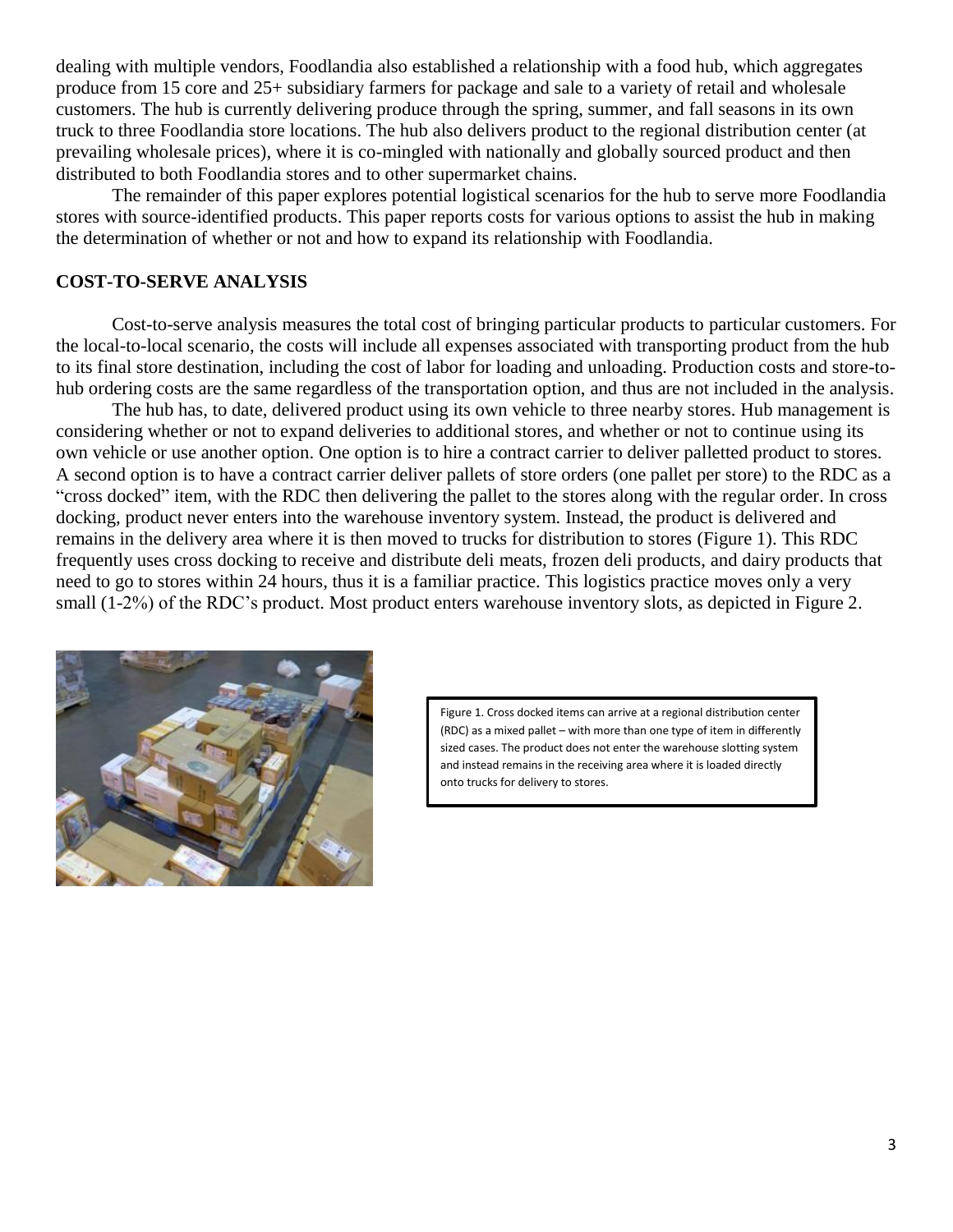dealing with multiple vendors, Foodlandia also established a relationship with a food hub, which aggregates produce from 15 core and 25+ subsidiary farmers for package and sale to a variety of retail and wholesale customers. The hub is currently delivering produce through the spring, summer, and fall seasons in its own truck to three Foodlandia store locations. The hub also delivers product to the regional distribution center (at prevailing wholesale prices), where it is co-mingled with nationally and globally sourced product and then distributed to both Foodlandia stores and to other supermarket chains.

The remainder of this paper explores potential logistical scenarios for the hub to serve more Foodlandia stores with source-identified products. This paper reports costs for various options to assist the hub in making the determination of whether or not and how to expand its relationship with Foodlandia.

## COST-TO-SERVE ANALYSIS

Cost-to-serve analysis measures the total cost of bringing particular products to particular customers. For the local-to-local scenario, the costs will include all expenses associated with transporting product from the hub to its final store destination, including the cost of labor for loading and unloading. Production costs and store-to-hub ordering costs are the same regardless of the transportation option, and thus are not included in the analysis.

The hub has, to date, delivered product using its own vehicle to three nearby stores. Hub management is considering whether or not to expand deliveries to additional stores, and whether or not to continue using its own vehicle or use another option. One option is to hire a contract carrier to deliver palletted product to stores. A second option is to have a contract carrier deliver pallets of store orders (one pallet per store) to the RDC as a "cross docked" item, with the RDC then delivering the pallet to the stores along with the regular order. In cross docking, product never enters into the warehouse inventory system. Instead, the product is delivered and remains in the delivery area where it is then moved to trucks for distribution to stores (Figure 1). This RDC frequently uses cross docking to receive and distribute deli meats, frozen deli products, and dairy products that need to go to stores within 24 hours, thus it is a familiar practice. This logistics practice moves only a very small (1-2%) of the RDC's product. Most product enters warehouse inventory slots, as depicted in Figure 2.

Figure 1. Cross docked items can arrive at a regional distribution center (RDC) as a mixed pallet – with more than one type of item in differently sized cases. The product does not enter the warehouse slotting system and instead remains in the receiving area where it is loaded directly onto trucks for delivery to stores.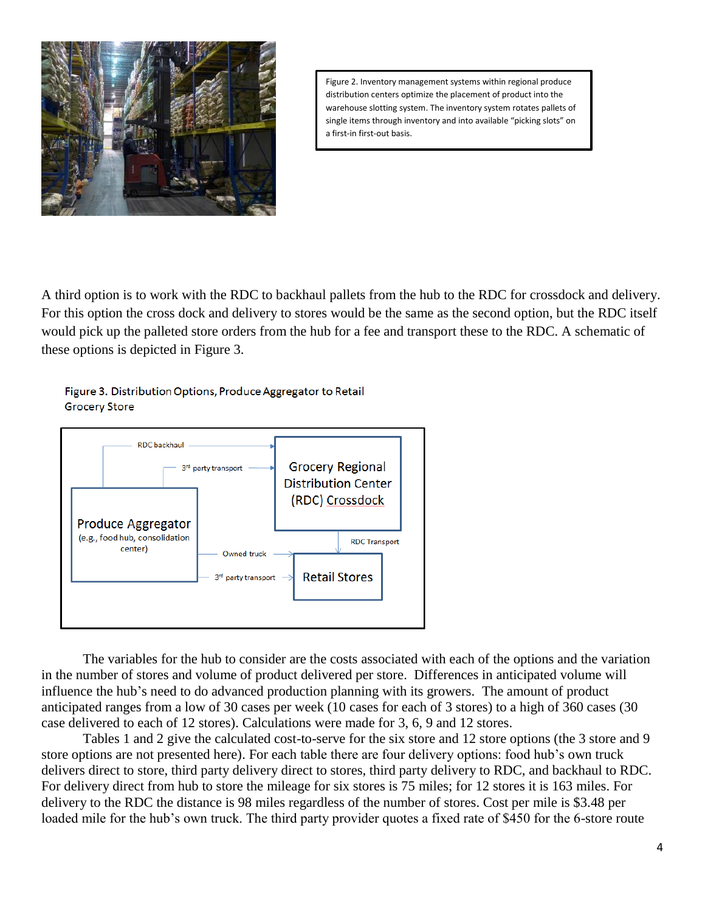Figure 2. Inventory management systems within regional produce distribution centers optimize the placement of product into the warehouse slotting system. The inventory system rotates pallets of single items through inventory and into available "picking slots" on a first-in first-out basis.

A third option is to work with the RDC to backhaul pallets from the hub to the RDC for crossdock and delivery. For this option the cross dock and delivery to stores would be the same as the second option, but the RDC itself would pick up the palleted store orders from the hub for a fee and transport these to the RDC. A schematic of these options is depicted in Figure 3.

Figure 3. Distribution Options, Produce Aggregator to Retail Grocery Store

The variables for the hub to consider are the costs associated with each of the options and the variation in the number of stores and volume of product delivered per store. Differences in anticipated volume will influence the hub's need to do advanced production planning with its growers. The amount of product anticipated ranges from a low of 30 cases per week (10 cases for each of 3 stores) to a high of 360 cases (30 case delivered to each of 12 stores). Calculations were made for 3, 6, 9 and 12 stores.

Tables 1 and 2 give the calculated cost-to-serve for the six store and 12 store options (the 3 store and 9 store options are not presented here). For each table there are four delivery options: food hub's own truck delivers direct to store, third party delivery direct to stores, third party delivery to RDC, and backhaul to RDC. For delivery direct from hub to store the mileage for six stores is 75 miles; for 12 stores it is 163 miles. For delivery to the RDC the distance is 98 miles regardless of the number of stores. Cost per mile is $3.48 per loaded mile for the hub's own truck. The third party provider quotes a fixed rate of $450 for the 6-store route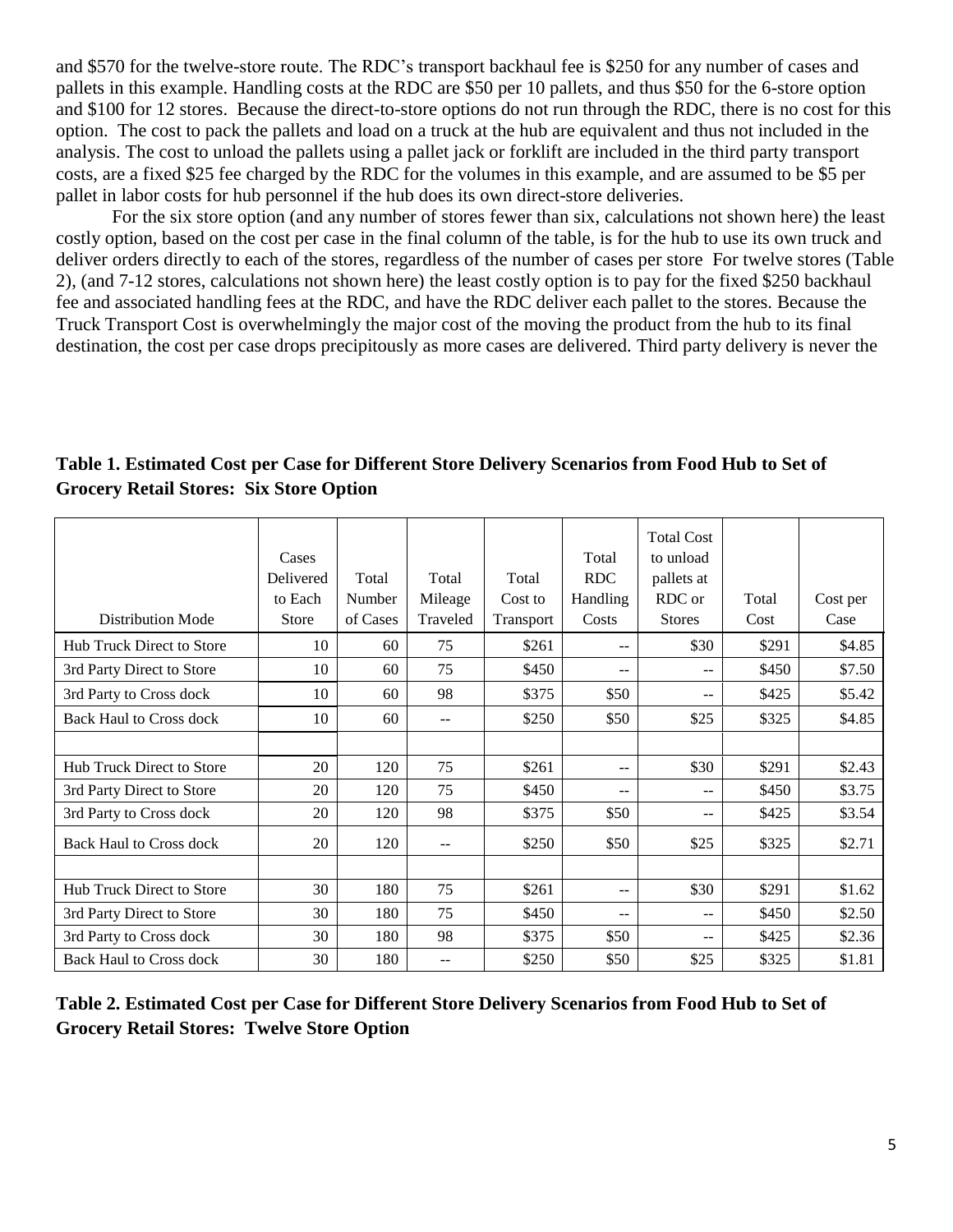and $570 for the twelve-store route. The RDC's transport backhaul fee is $250 for any number of cases and pallets in this example. Handling costs at the RDC are $50 per 10 pallets, and thus $50 for the 6-store option and $100 for 12 stores. Because the direct-to-store options do not run through the RDC, there is no cost for this option. The cost to pack the pallets and load on a truck at the hub are equivalent and thus not included in the analysis. The cost to unload the pallets using a pallet jack or forklift are included in the third party transport costs, are a fixed $25 fee charged by the RDC for the volumes in this example, and are assumed to be $5 per pallet in labor costs for hub personnel if the hub does its own direct-store deliveries.

For the six store option (and any number of stores fewer than six, calculations not shown here) the least costly option, based on the cost per case in the final column of the table, is for the hub to use its own truck and deliver orders directly to each of the stores, regardless of the number of cases per store For twelve stores (Table 2), (and 7-12 stores, calculations not shown here) the least costly option is to pay for the fixed $250 backhaul fee and associated handling fees at the RDC, and have the RDC deliver each pallet to the stores. Because the Truck Transport Cost is overwhelmingly the major cost of the moving the product from the hub to its final destination, the cost per case drops precipitously as more cases are delivered. Third party delivery is never the

**Table 1. Estimated Cost per Case for Different Store Delivery Scenarios from Food Hub to Set of Grocery Retail Stores: Six Store Option**

| Distribution Mode | Cases Delivered to Each Store | Total Number of Cases | Total Mileage Traveled | Total Cost to Transport | Total RDC Handling Costs | Total Cost to unload pallets at RDC or Stores | Total Cost | Cost per Case |
|---|---|---|---|---|---|---|---|---|
| Hub Truck Direct to Store | 10 | 60 | 75 | $261 | -- | $30 | $291 | $4.85 |
| 3rd Party Direct to Store | 10 | 60 | 75 | $450 | -- | -- | $450 | $7.50 |
| 3rd Party to Cross dock | 10 | 60 | 98 | $375 | $50 | -- | $425 | $5.42 |
| Back Haul to Cross dock | 10 | 60 | -- | $250 | $50 | $25 | $325 | $4.85 |
| | | | | | | | | |
| Hub Truck Direct to Store | 20 | 120 | 75 | $261 | -- | $30 | $291 | $2.43 |
| 3rd Party Direct to Store | 20 | 120 | 75 | $450 | -- | -- | $450 | $3.75 |
| 3rd Party to Cross dock | 20 | 120 | 98 | $375 | $50 | -- | $425 | $3.54 |
| Back Haul to Cross dock | 20 | 120 | -- | $250 | $50 | $25 | $325 | $2.71 |
| | | | | | | | | |
| Hub Truck Direct to Store | 30 | 180 | 75 | $261 | -- | $30 | $291 | $1.62 |
| 3rd Party Direct to Store | 30 | 180 | 75 | $450 | -- | -- | $450 | $2.50 |
| 3rd Party to Cross dock | 30 | 180 | 98 | $375 | $50 | -- | $425 | $2.36 |
| Back Haul to Cross dock | 30 | 180 | -- | $250 | $50 | $25 | $325 | $1.81 |

**Table 2. Estimated Cost per Case for Different Store Delivery Scenarios from Food Hub to Set of Grocery Retail Stores: Twelve Store Option**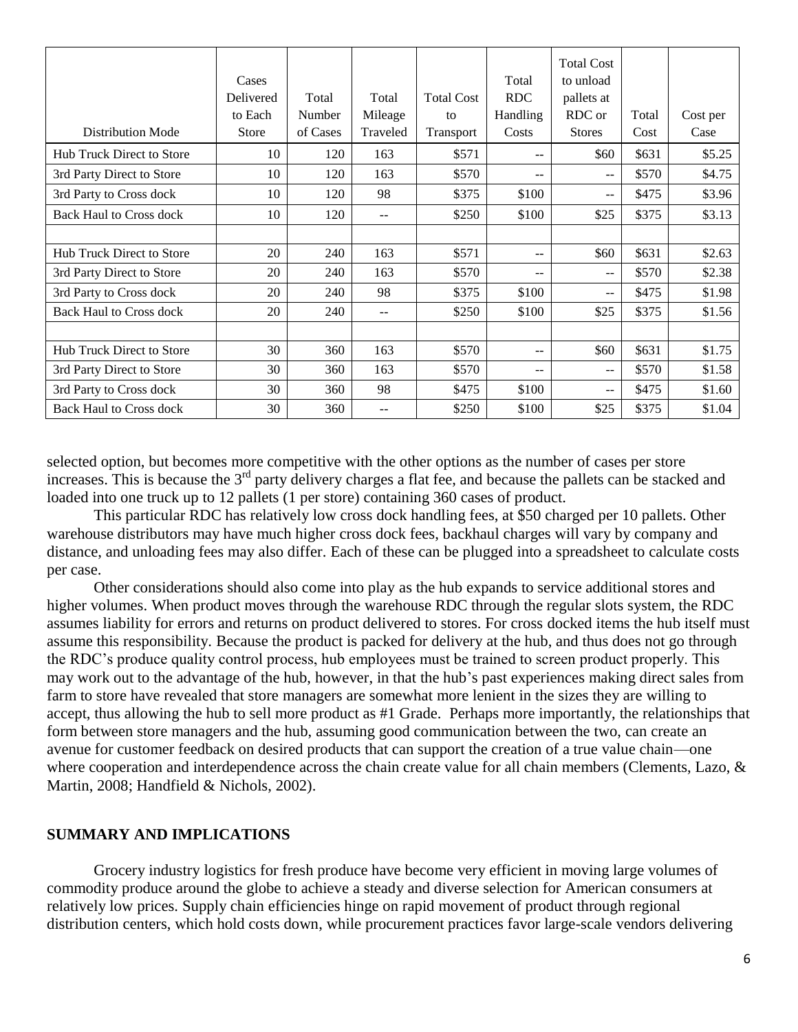| Distribution Mode | Cases Delivered to Each Store | Total Number of Cases | Total Mileage Traveled | Total Cost to Transport | Total RDC Handling Costs | Total Cost to unload pallets at RDC or Stores | Total Cost | Cost per Case |
|---|---|---|---|---|---|---|---|---|
| Hub Truck Direct to Store | 10 | 120 | 163 | $571 | -- | $60 | $631 | $5.25 |
| 3rd Party Direct to Store | 10 | 120 | 163 | $570 | -- | -- | $570 | $4.75 |
| 3rd Party to Cross dock | 10 | 120 | 98 | $375 | $100 | -- | $475 | $3.96 |
| Back Haul to Cross dock | 10 | 120 | -- | $250 | $100 | $25 | $375 | $3.13 |
| | | | | | | | | |
| Hub Truck Direct to Store | 20 | 240 | 163 | $571 | -- | $60 | $631 | $2.63 |
| 3rd Party Direct to Store | 20 | 240 | 163 | $570 | -- | -- | $570 | $2.38 |
| 3rd Party to Cross dock | 20 | 240 | 98 | $375 | $100 | -- | $475 | $1.98 |
| Back Haul to Cross dock | 20 | 240 | -- | $250 | $100 | $25 | $375 | $1.56 |
| | | | | | | | | |
| Hub Truck Direct to Store | 30 | 360 | 163 | $570 | -- | $60 | $631 | $1.75 |
| 3rd Party Direct to Store | 30 | 360 | 163 | $570 | -- | -- | $570 | $1.58 |
| 3rd Party to Cross dock | 30 | 360 | 98 | $475 | $100 | -- | $475 | $1.60 |
| Back Haul to Cross dock | 30 | 360 | -- | $250 | $100 | $25 | $375 | $1.04 |

selected option, but becomes more competitive with the other options as the number of cases per store increases. This is because the 3rd party delivery charges a flat fee, and because the pallets can be stacked and loaded into one truck up to 12 pallets (1 per store) containing 360 cases of product.

This particular RDC has relatively low cross dock handling fees, at $50 charged per 10 pallets. Other warehouse distributors may have much higher cross dock fees, backhaul charges will vary by company and distance, and unloading fees may also differ. Each of these can be plugged into a spreadsheet to calculate costs per case.

Other considerations should also come into play as the hub expands to service additional stores and higher volumes. When product moves through the warehouse RDC through the regular slots system, the RDC assumes liability for errors and returns on product delivered to stores. For cross docked items the hub itself must assume this responsibility. Because the product is packed for delivery at the hub, and thus does not go through the RDC's produce quality control process, hub employees must be trained to screen product properly. This may work out to the advantage of the hub, however, in that the hub's past experiences making direct sales from farm to store have revealed that store managers are somewhat more lenient in the sizes they are willing to accept, thus allowing the hub to sell more product as #1 Grade. Perhaps more importantly, the relationships that form between store managers and the hub, assuming good communication between the two, can create an avenue for customer feedback on desired products that can support the creation of a true value chain—one where cooperation and interdependence across the chain create value for all chain members (Clements, Lazo, & Martin, 2008; Handfield & Nichols, 2002).

## SUMMARY AND IMPLICATIONS

Grocery industry logistics for fresh produce have become very efficient in moving large volumes of commodity produce around the globe to achieve a steady and diverse selection for American consumers at relatively low prices. Supply chain efficiencies hinge on rapid movement of product through regional distribution centers, which hold costs down, while procurement practices favor large-scale vendors delivering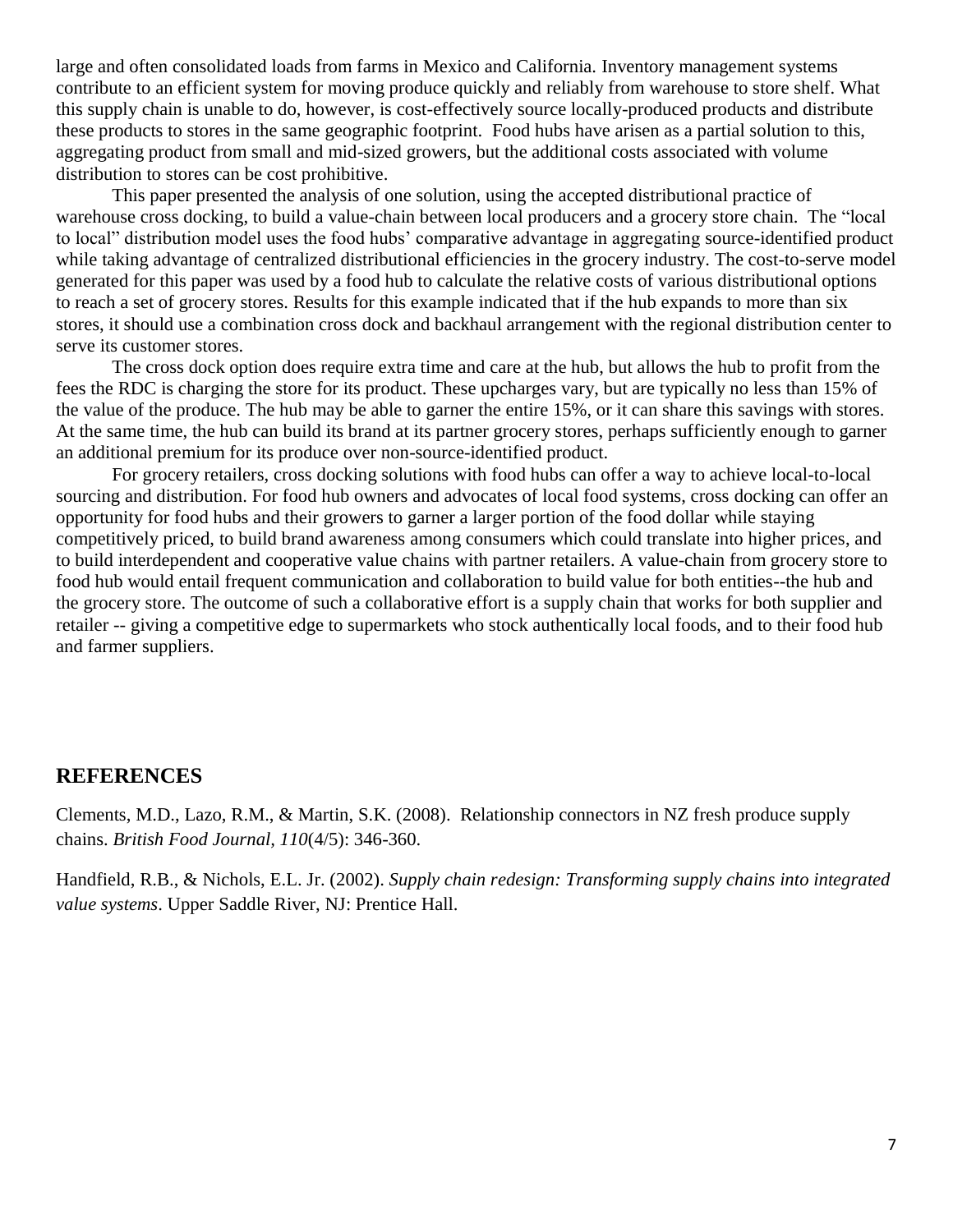large and often consolidated loads from farms in Mexico and California. Inventory management systems contribute to an efficient system for moving produce quickly and reliably from warehouse to store shelf. What this supply chain is unable to do, however, is cost-effectively source locally-produced products and distribute these products to stores in the same geographic footprint. Food hubs have arisen as a partial solution to this, aggregating product from small and mid-sized growers, but the additional costs associated with volume distribution to stores can be cost prohibitive.

This paper presented the analysis of one solution, using the accepted distributional practice of warehouse cross docking, to build a value-chain between local producers and a grocery store chain. The "local to local" distribution model uses the food hubs' comparative advantage in aggregating source-identified product while taking advantage of centralized distributional efficiencies in the grocery industry. The cost-to-serve model generated for this paper was used by a food hub to calculate the relative costs of various distributional options to reach a set of grocery stores. Results for this example indicated that if the hub expands to more than six stores, it should use a combination cross dock and backhaul arrangement with the regional distribution center to serve its customer stores.

The cross dock option does require extra time and care at the hub, but allows the hub to profit from the fees the RDC is charging the store for its product. These upcharges vary, but are typically no less than 15% of the value of the produce. The hub may be able to garner the entire 15%, or it can share this savings with stores. At the same time, the hub can build its brand at its partner grocery stores, perhaps sufficiently enough to garner an additional premium for its produce over non-source-identified product.

For grocery retailers, cross docking solutions with food hubs can offer a way to achieve local-to-local sourcing and distribution. For food hub owners and advocates of local food systems, cross docking can offer an opportunity for food hubs and their growers to garner a larger portion of the food dollar while staying competitively priced, to build brand awareness among consumers which could translate into higher prices, and to build interdependent and cooperative value chains with partner retailers. A value-chain from grocery store to food hub would entail frequent communication and collaboration to build value for both entities--the hub and the grocery store. The outcome of such a collaborative effort is a supply chain that works for both supplier and retailer -- giving a competitive edge to supermarkets who stock authentically local foods, and to their food hub and farmer suppliers.

## REFERENCES

Clements, M.D., Lazo, R.M., & Martin, S.K. (2008). Relationship connectors in NZ fresh produce supply chains. *British Food Journal*, *110*(4/5): 346-360.

Handfield, R.B., & Nichols, E.L. Jr. (2002). *Supply chain redesign: Transforming supply chains into integrated value systems*. Upper Saddle River, NJ: Prentice Hall.